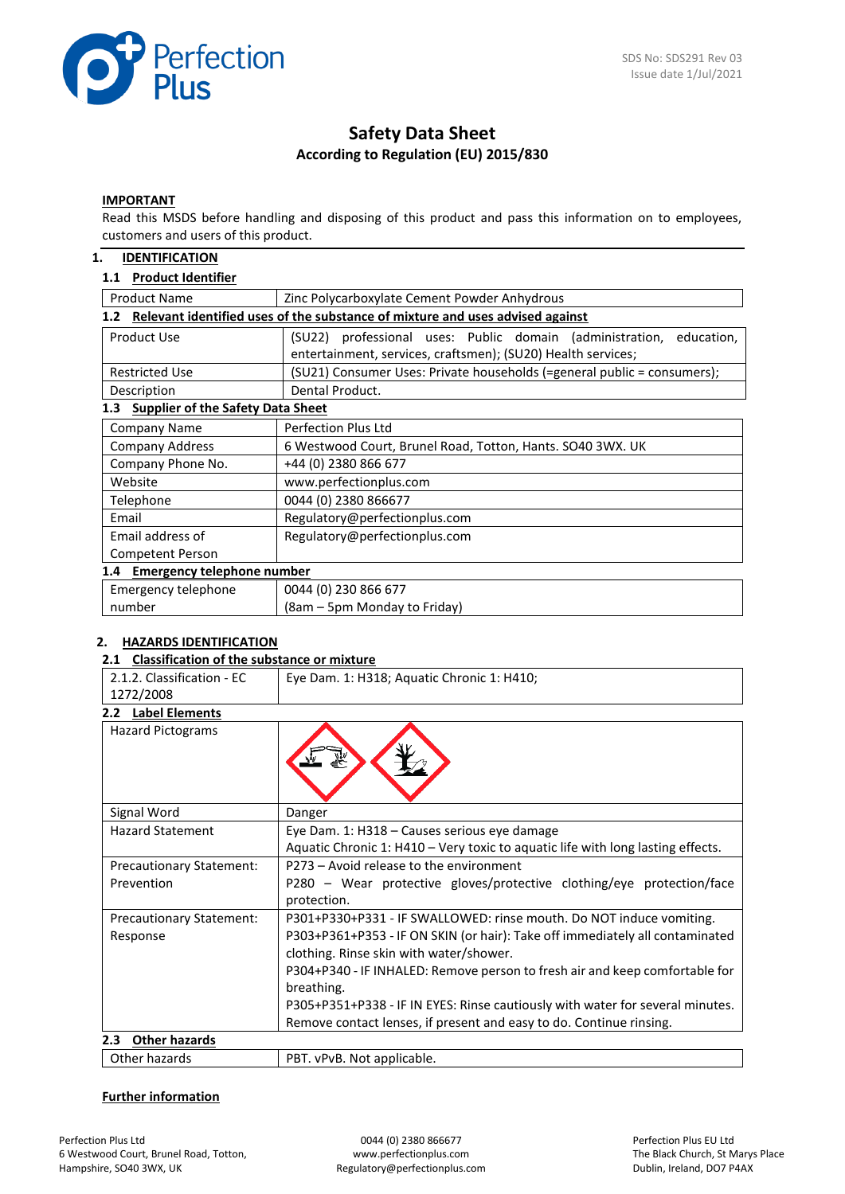SDS No: SDS291 Rev 03
Issue date 1/Jul/2021

# Safety Data Sheet

**According to Regulation (EU) 2015/830**

**IMPORTANT**

Read this MSDS before handling and disposing of this product and pass this information on to employees, customers and users of this product.

## 1. IDENTIFICATION

### 1.1 Product Identifier

| Product Name | Zinc Polycarboxylate Cement Powder Anhydrous |
|---|---|

### 1.2 Relevant identified uses of the substance of mixture and uses advised against

| Product Use | (SU22) professional uses: Public domain (administration, education, entertainment, services, craftsmen); (SU20) Health services; |
|---|---|
| Restricted Use | (SU21) Consumer Uses: Private households (=general public = consumers); |
| Description | Dental Product. |

### 1.3 Supplier of the Safety Data Sheet

| Company Name | Perfection Plus Ltd |
|---|---|
| Company Address | 6 Westwood Court, Brunel Road, Totton, Hants. SO40 3WX. UK |
| Company Phone No. | +44 (0) 2380 866 677 |
| Website | www.perfectionplus.com |
| Telephone | 0044 (0) 2380 866677 |
| Email | Regulatory@perfectionplus.com |
| Email address of Competent Person | Regulatory@perfectionplus.com |

### 1.4 Emergency telephone number

| Emergency telephone number | 0044 (0) 230 866 677 (8am – 5pm Monday to Friday) |
|---|---|

## 2. HAZARDS IDENTIFICATION

### 2.1 Classification of the substance or mixture

| 2.1.2. Classification - EC 1272/2008 | Eye Dam. 1: H318; Aquatic Chronic 1: H410; |
|---|---|

### 2.2 Label Elements

| Hazard Pictograms | |
|---|---|
| Signal Word | Danger |
| Hazard Statement | Eye Dam. 1: H318 – Causes serious eye damage<br>Aquatic Chronic 1: H410 – Very toxic to aquatic life with long lasting effects. |
| Precautionary Statement: Prevention | P273 – Avoid release to the environment<br>P280 – Wear protective gloves/protective clothing/eye protection/face protection. |
| Precautionary Statement: Response | P301+P330+P331 - IF SWALLOWED: rinse mouth. Do NOT induce vomiting.<br>P303+P361+P353 - IF ON SKIN (or hair): Take off immediately all contaminated clothing. Rinse skin with water/shower.<br>P304+P340 - IF INHALED: Remove person to fresh air and keep comfortable for breathing.<br>P305+P351+P338 - IF IN EYES: Rinse cautiously with water for several minutes. Remove contact lenses, if present and easy to do. Continue rinsing. |

### 2.3 Other hazards

| Other hazards | PBT. vPvB. Not applicable. |
|---|---|

**Further information**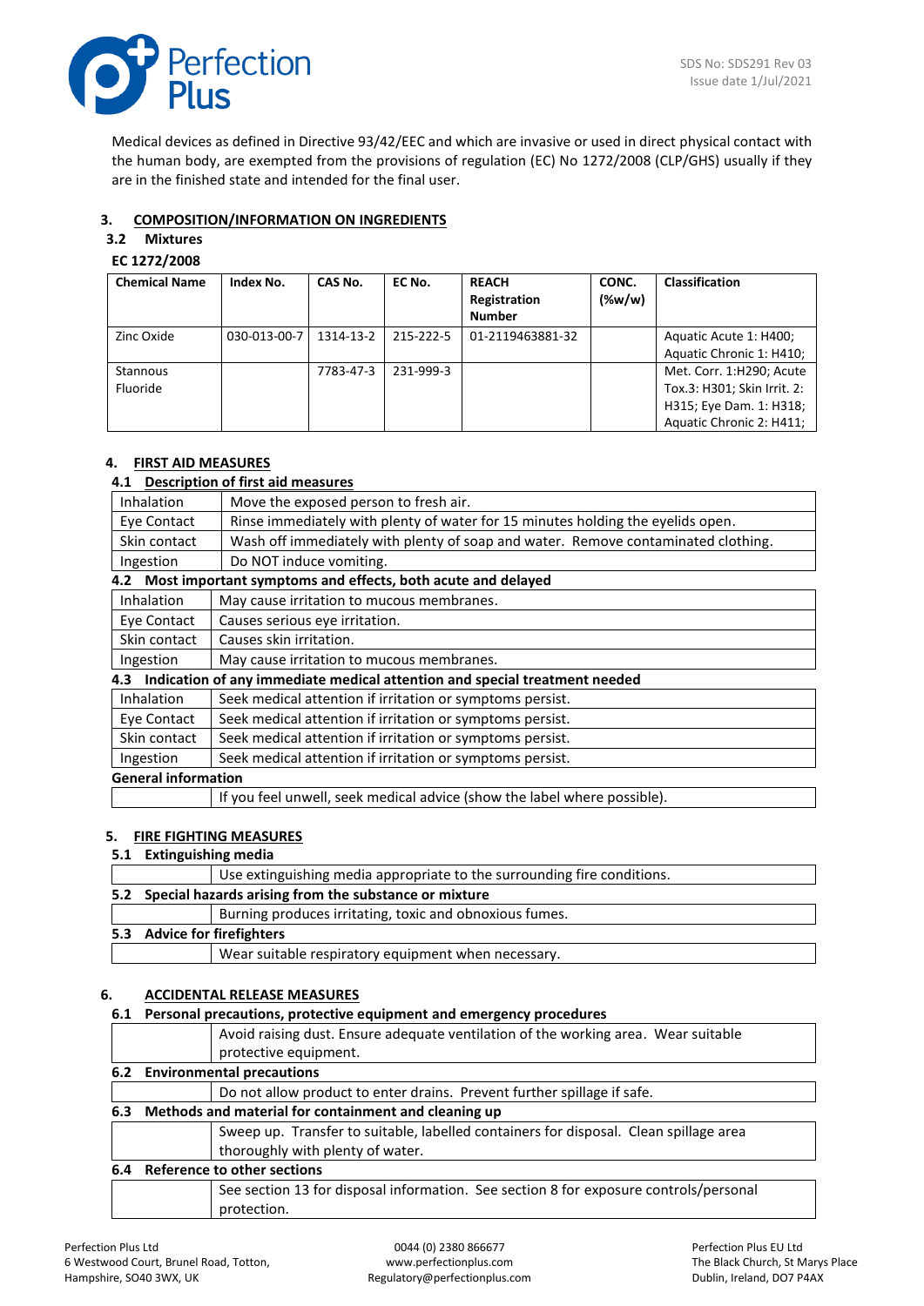Medical devices as defined in Directive 93/42/EEC and which are invasive or used in direct physical contact with the human body, are exempted from the provisions of regulation (EC) No 1272/2008 (CLP/GHS) usually if they are in the finished state and intended for the final user.

## 3. COMPOSITION/INFORMATION ON INGREDIENTS

### 3.2 Mixtures

**EC 1272/2008**

| Chemical Name | Index No. | CAS No. | EC No. | REACH Registration Number | CONC. (%w/w) | Classification |
|---|---|---|---|---|---|---|
| Zinc Oxide | 030-013-00-7 | 1314-13-2 | 215-222-5 | 01-2119463881-32 | | Aquatic Acute 1: H400; Aquatic Chronic 1: H410; |
| Stannous Fluoride | | 7783-47-3 | 231-999-3 | | | Met. Corr. 1:H290; Acute Tox.3: H301; Skin Irrit. 2: H315; Eye Dam. 1: H318; Aquatic Chronic 2: H411; |

## 4. FIRST AID MEASURES

### 4.1 Description of first aid measures

| | |
|---|---|
| Inhalation | Move the exposed person to fresh air. |
| Eye Contact | Rinse immediately with plenty of water for 15 minutes holding the eyelids open. |
| Skin contact | Wash off immediately with plenty of soap and water. Remove contaminated clothing. |
| Ingestion | Do NOT induce vomiting. |

### 4.2 Most important symptoms and effects, both acute and delayed

| | |
|---|---|
| Inhalation | May cause irritation to mucous membranes. |
| Eye Contact | Causes serious eye irritation. |
| Skin contact | Causes skin irritation. |
| Ingestion | May cause irritation to mucous membranes. |

### 4.3 Indication of any immediate medical attention and special treatment needed

| | |
|---|---|
| Inhalation | Seek medical attention if irritation or symptoms persist. |
| Eye Contact | Seek medical attention if irritation or symptoms persist. |
| Skin contact | Seek medical attention if irritation or symptoms persist. |
| Ingestion | Seek medical attention if irritation or symptoms persist. |

**General information**

If you feel unwell, seek medical advice (show the label where possible).

## 5. FIRE FIGHTING MEASURES

### 5.1 Extinguishing media

Use extinguishing media appropriate to the surrounding fire conditions.

### 5.2 Special hazards arising from the substance or mixture

Burning produces irritating, toxic and obnoxious fumes.

### 5.3 Advice for firefighters

Wear suitable respiratory equipment when necessary.

## 6. ACCIDENTAL RELEASE MEASURES

### 6.1 Personal precautions, protective equipment and emergency procedures

Avoid raising dust. Ensure adequate ventilation of the working area. Wear suitable protective equipment.

### 6.2 Environmental precautions

Do not allow product to enter drains. Prevent further spillage if safe.

### 6.3 Methods and material for containment and cleaning up

Sweep up. Transfer to suitable, labelled containers for disposal. Clean spillage area thoroughly with plenty of water.

### 6.4 Reference to other sections

See section 13 for disposal information. See section 8 for exposure controls/personal protection.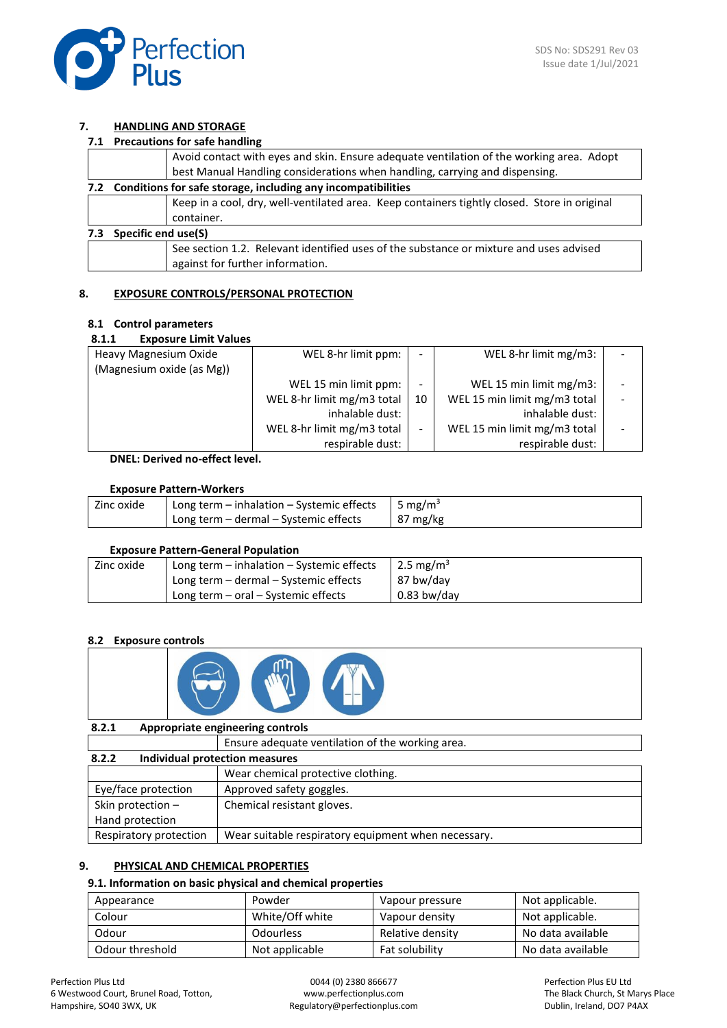## 7. HANDLING AND STORAGE

### 7.1 Precautions for safe handling

| | |
|---|---|
| | Avoid contact with eyes and skin. Ensure adequate ventilation of the working area. Adopt best Manual Handling considerations when handling, carrying and dispensing. |

### 7.2 Conditions for safe storage, including any incompatibilities

| | |
|---|---|
| | Keep in a cool, dry, well-ventilated area. Keep containers tightly closed. Store in original container. |

### 7.3 Specific end use(S)

| | |
|---|---|
| | See section 1.2. Relevant identified uses of the substance or mixture and uses advised against for further information. |

## 8. EXPOSURE CONTROLS/PERSONAL PROTECTION

### 8.1 Control parameters

#### 8.1.1 Exposure Limit Values

| | | | | |
|---|---|---|---|---|
| Heavy Magnesium Oxide (Magnesium oxide (as Mg)) | WEL 8-hr limit ppm: | - | WEL 8-hr limit mg/m3: | - |
| | WEL 15 min limit ppm: | - | WEL 15 min limit mg/m3: | - |
| | WEL 8-hr limit mg/m3 total inhalable dust: | 10 | WEL 15 min limit mg/m3 total inhalable dust: | - |
| | WEL 8-hr limit mg/m3 total respirable dust: | - | WEL 15 min limit mg/m3 total respirable dust: | - |

**DNEL: Derived no-effect level.**

**Exposure Pattern-Workers**

| | | |
|---|---|---|
| Zinc oxide | Long term – inhalation – Systemic effects<br>Long term – dermal – Systemic effects | 5 $mg/m^3$<br>87 mg/kg |

**Exposure Pattern-General Population**

| | | |
|---|---|---|
| Zinc oxide | Long term – inhalation – Systemic effects<br>Long term – dermal – Systemic effects<br>Long term – oral – Systemic effects | 2.5 $mg/m^3$<br>87 bw/day<br>0.83 bw/day |

### 8.2 Exposure controls

#### 8.2.1 Appropriate engineering controls

| | |
|---|---|
| | Ensure adequate ventilation of the working area. |

#### 8.2.2 Individual protection measures

| | |
|---|---|
| | Wear chemical protective clothing. |
| Eye/face protection | Approved safety goggles. |
| Skin protection – Hand protection | Chemical resistant gloves. |
| Respiratory protection | Wear suitable respiratory equipment when necessary. |

## 9. PHYSICAL AND CHEMICAL PROPERTIES

### 9.1. Information on basic physical and chemical properties

| | | | |
|---|---|---|---|
| Appearance | Powder | Vapour pressure | Not applicable. |
| Colour | White/Off white | Vapour density | Not applicable. |
| Odour | Odourless | Relative density | No data available |
| Odour threshold | Not applicable | Fat solubility | No data available |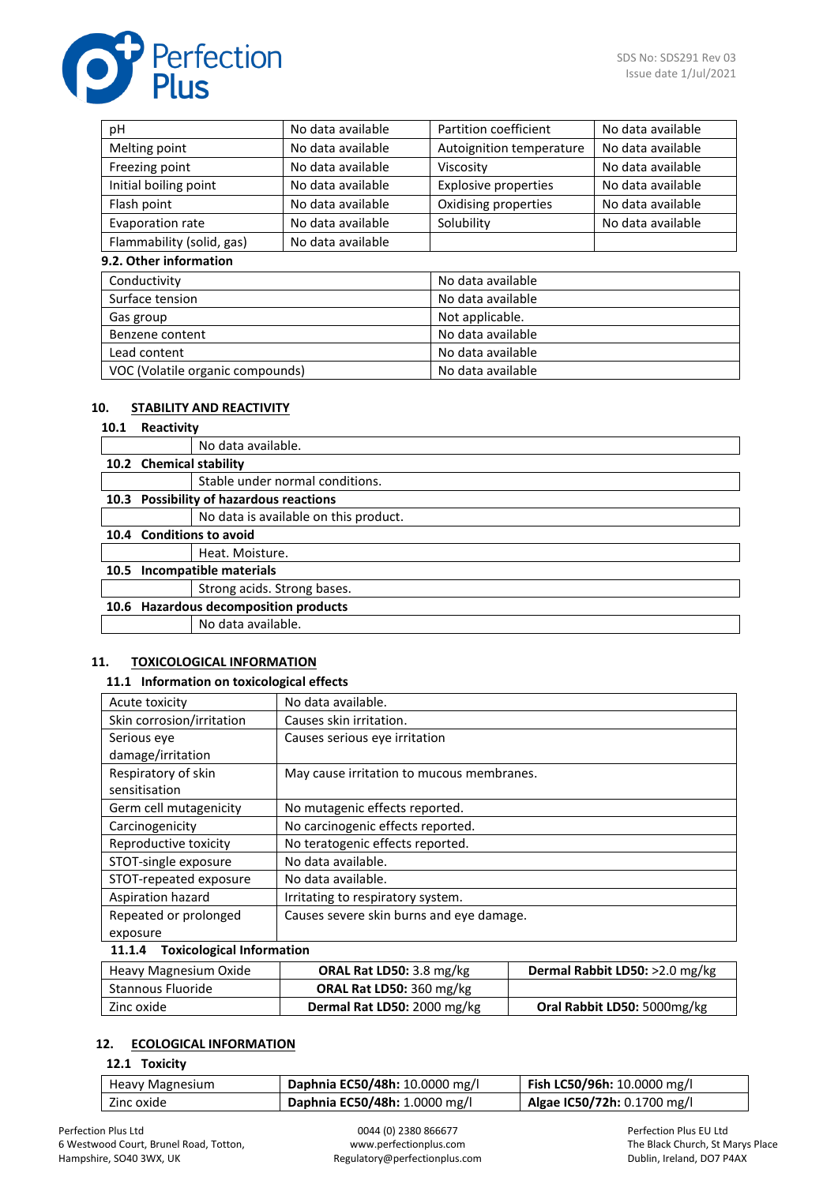| pH | No data available | Partition coefficient | No data available |
|---|---|---|---|
| Melting point | No data available | Autoignition temperature | No data available |
| Freezing point | No data available | Viscosity | No data available |
| Initial boiling point | No data available | Explosive properties | No data available |
| Flash point | No data available | Oxidising properties | No data available |
| Evaporation rate | No data available | Solubility | No data available |
| Flammability (solid, gas) | No data available | | |

**9.2. Other information**

| Conductivity | No data available |
|---|---|
| Surface tension | No data available |
| Gas group | Not applicable. |
| Benzene content | No data available |
| Lead content | No data available |
| VOC (Volatile organic compounds) | No data available |

## 10. STABILITY AND REACTIVITY

**10.1 Reactivity**

No data available.

**10.2 Chemical stability**

Stable under normal conditions.

**10.3 Possibility of hazardous reactions**

No data is available on this product.

**10.4 Conditions to avoid**

Heat. Moisture.

**10.5 Incompatible materials**

Strong acids. Strong bases.

**10.6 Hazardous decomposition products**

No data available.

## 11. TOXICOLOGICAL INFORMATION

**11.1 Information on toxicological effects**

| Acute toxicity | No data available. |
|---|---|
| Skin corrosion/irritation | Causes skin irritation. |
| Serious eye damage/irritation | Causes serious eye irritation |
| Respiratory of skin sensitisation | May cause irritation to mucous membranes. |
| Germ cell mutagenicity | No mutagenic effects reported. |
| Carcinogenicity | No carcinogenic effects reported. |
| Reproductive toxicity | No teratogenic effects reported. |
| STOT-single exposure | No data available. |
| STOT-repeated exposure | No data available. |
| Aspiration hazard | Irritating to respiratory system. |
| Repeated or prolonged exposure | Causes severe skin burns and eye damage. |

**11.1.4 Toxicological Information**

| Heavy Magnesium Oxide | **ORAL Rat LD50:** 3.8 mg/kg | **Dermal Rabbit LD50:** >2.0 mg/kg |
|---|---|---|
| Stannous Fluoride | **ORAL Rat LD50:** 360 mg/kg | |
| Zinc oxide | **Dermal Rat LD50:** 2000 mg/kg | **Oral Rabbit LD50:** 5000mg/kg |

## 12. ECOLOGICAL INFORMATION

**12.1 Toxicity**

| Heavy Magnesium | **Daphnia EC50/48h:** 10.0000 mg/l | **Fish LC50/96h:** 10.0000 mg/l |
|---|---|---|
| Zinc oxide | **Daphnia EC50/48h:** 1.0000 mg/l | **Algae IC50/72h:** 0.1700 mg/l |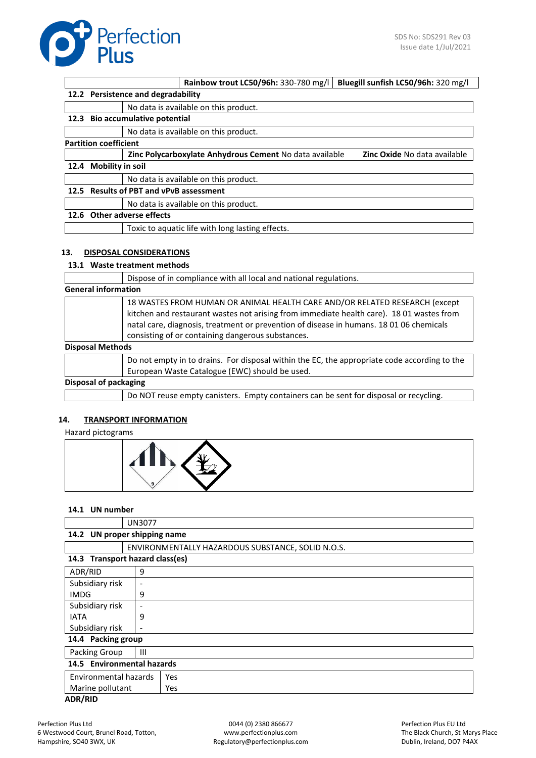| | Rainbow trout LC50/96h: 330-780 mg/l | Bluegill sunfish LC50/96h: 320 mg/l |
|---|---|---|

**12.2 Persistence and degradability**

| | No data is available on this product. |
|---|---|

**12.3 Bio accumulative potential**

| | No data is available on this product. |
|---|---|

**Partition coefficient**

| | **Zinc Polycarboxylate Anhydrous Cement** No data available | **Zinc Oxide** No data available |
|---|---|---|

**12.4 Mobility in soil**

| | No data is available on this product. |
|---|---|

**12.5 Results of PBT and vPvB assessment**

| | No data is available on this product. |
|---|---|

**12.6 Other adverse effects**

| | Toxic to aquatic life with long lasting effects. |
|---|---|

## 13. DISPOSAL CONSIDERATIONS

**13.1 Waste treatment methods**

| | Dispose of in compliance with all local and national regulations. |
|---|---|

**General information**

| | 18 WASTES FROM HUMAN OR ANIMAL HEALTH CARE AND/OR RELATED RESEARCH (except kitchen and restaurant wastes not arising from immediate health care). 18 01 wastes from natal care, diagnosis, treatment or prevention of disease in humans. 18 01 06 chemicals consisting of or containing dangerous substances. |
|---|---|

**Disposal Methods**

| | Do not empty in to drains. For disposal within the EC, the appropriate code according to the European Waste Catalogue (EWC) should be used. |
|---|---|

**Disposal of packaging**

| | Do NOT reuse empty canisters. Empty containers can be sent for disposal or recycling. |
|---|---|

## 14. TRANSPORT INFORMATION

Hazard pictograms

**14.1 UN number**

| | UN3077 |
|---|---|

**14.2 UN proper shipping name**

| | ENVIRONMENTALLY HAZARDOUS SUBSTANCE, SOLID N.O.S. |
|---|---|

**14.3 Transport hazard class(es)**

| | |
|---|---|
| ADR/RID | 9 |
| Subsidiary risk | - |
| IMDG | 9 |
| Subsidiary risk | - |
| IATA | 9 |
| Subsidiary risk | - |

**14.4 Packing group**

| | |
|---|---|
| Packing Group | III |

**14.5 Environmental hazards**

| | |
|---|---|
| Environmental hazards | Yes |
| Marine pollutant | Yes |

**ADR/RID**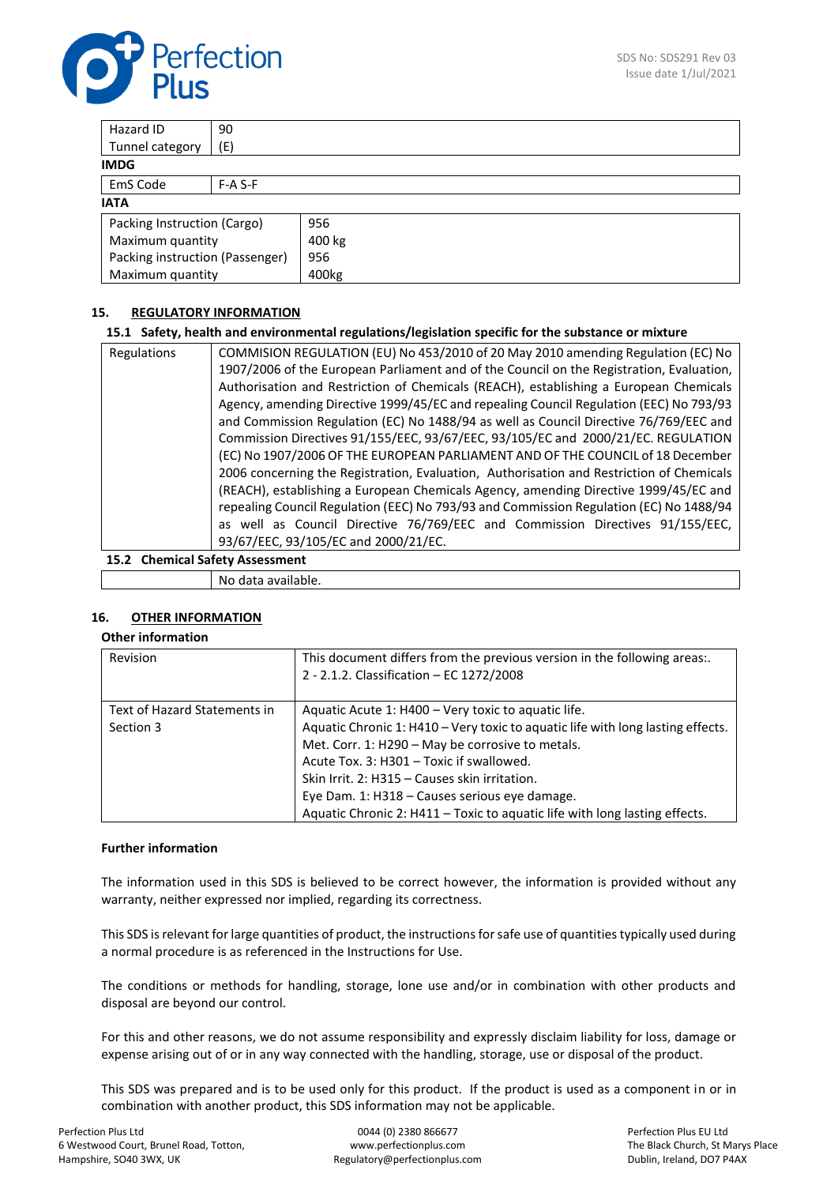| | |
|---|---|
| Hazard ID | 90 |
| Tunnel category | (E) |

**IMDG**

| | |
|---|---|
| EmS Code | F-A S-F |

**IATA**

| | |
|---|---|
| Packing Instruction (Cargo) | 956 |
| Maximum quantity | 400 kg |
| Packing instruction (Passenger) | 956 |
| Maximum quantity | 400kg |

## 15. REGULATORY INFORMATION

### 15.1 Safety, health and environmental regulations/legislation specific for the substance or mixture

| | |
|---|---|
| Regulations | COMMISION REGULATION (EU) No 453/2010 of 20 May 2010 amending Regulation (EC) No 1907/2006 of the European Parliament and of the Council on the Registration, Evaluation, Authorisation and Restriction of Chemicals (REACH), establishing a European Chemicals Agency, amending Directive 1999/45/EC and repealing Council Regulation (EEC) No 793/93 and Commission Regulation (EC) No 1488/94 as well as Council Directive 76/769/EEC and Commission Directives 91/155/EEC, 93/67/EEC, 93/105/EC and 2000/21/EC. REGULATION (EC) No 1907/2006 OF THE EUROPEAN PARLIAMENT AND OF THE COUNCIL of 18 December 2006 concerning the Registration, Evaluation, Authorisation and Restriction of Chemicals (REACH), establishing a European Chemicals Agency, amending Directive 1999/45/EC and repealing Council Regulation (EEC) No 793/93 and Commission Regulation (EC) No 1488/94 as well as Council Directive 76/769/EEC and Commission Directives 91/155/EEC, 93/67/EEC, 93/105/EC and 2000/21/EC. |

### 15.2 Chemical Safety Assessment

| | |
|---|---|
| | No data available. |

## 16. OTHER INFORMATION

**Other information**

| | |
|---|---|
| Revision | This document differs from the previous version in the following areas:.<br>2 - 2.1.2. Classification – EC 1272/2008 |
| Text of Hazard Statements in Section 3 | Aquatic Acute 1: H400 – Very toxic to aquatic life.<br>Aquatic Chronic 1: H410 – Very toxic to aquatic life with long lasting effects.<br>Met. Corr. 1: H290 – May be corrosive to metals.<br>Acute Tox. 3: H301 – Toxic if swallowed.<br>Skin Irrit. 2: H315 – Causes skin irritation.<br>Eye Dam. 1: H318 – Causes serious eye damage.<br>Aquatic Chronic 2: H411 – Toxic to aquatic life with long lasting effects. |

**Further information**

The information used in this SDS is believed to be correct however, the information is provided without any warranty, neither expressed nor implied, regarding its correctness.

This SDS is relevant for large quantities of product, the instructions for safe use of quantities typically used during a normal procedure is as referenced in the Instructions for Use.

The conditions or methods for handling, storage, lone use and/or in combination with other products and disposal are beyond our control.

For this and other reasons, we do not assume responsibility and expressly disclaim liability for loss, damage or expense arising out of or in any way connected with the handling, storage, use or disposal of the product.

This SDS was prepared and is to be used only for this product. If the product is used as a component in or in combination with another product, this SDS information may not be applicable.